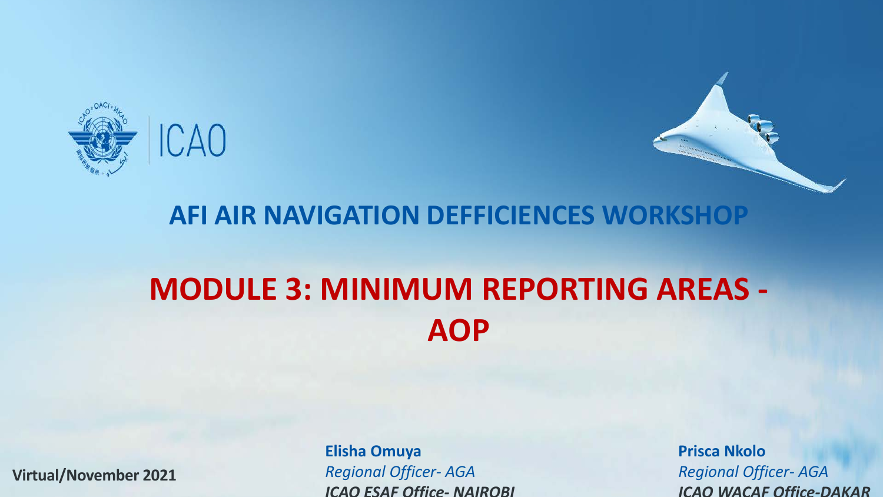ICAO

## AFI AIR NAVIGATION DEFFICIENCES WORKSHOP

# MODULE 3: MINIMUM REPORTING AREAS - AOP

Virtual/November 2021

**Elisha Omuya**
*Regional Officer- AGA*
***ICAO ESAF Office- NAIROBI***

**Prisca Nkolo**
*Regional Officer- AGA*
***ICAO WACAF Office-DAKAR***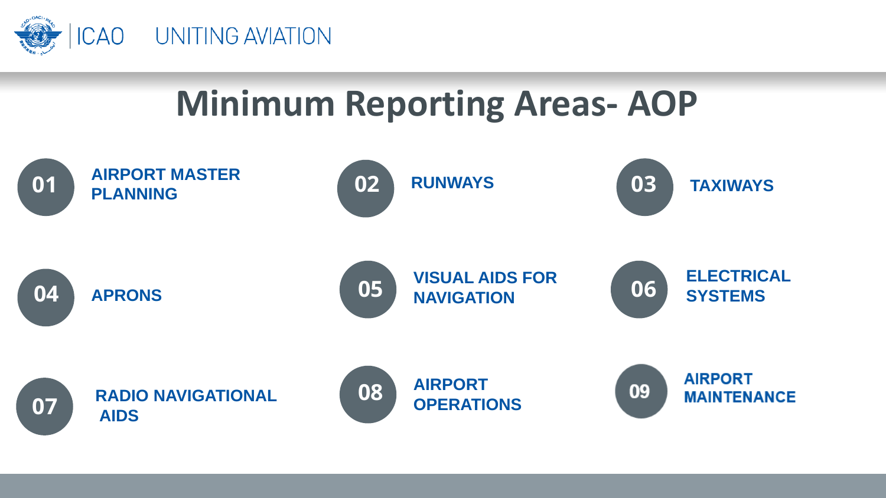# Minimum Reporting Areas- AOP

01. AIRPORT MASTER PLANNING
02. RUNWAYS
03. TAXIWAYS
04. APRONS
05. VISUAL AIDS FOR NAVIGATION
06. ELECTRICAL SYSTEMS
07. RADIO NAVIGATIONAL AIDS
08. AIRPORT OPERATIONS
09. AIRPORT MAINTENANCE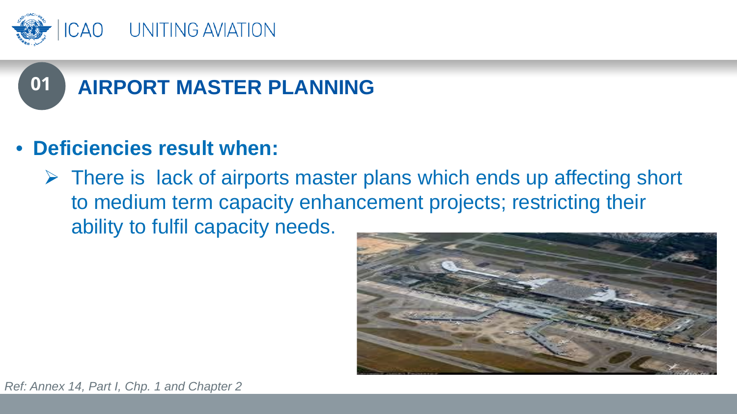## 01 AIRPORT MASTER PLANNING

- **Deficiencies result when:**
  - There is lack of airports master plans which ends up affecting short to medium term capacity enhancement projects; restricting their ability to fulfil capacity needs.

*Ref: Annex 14, Part I, Chp. 1 and Chapter 2*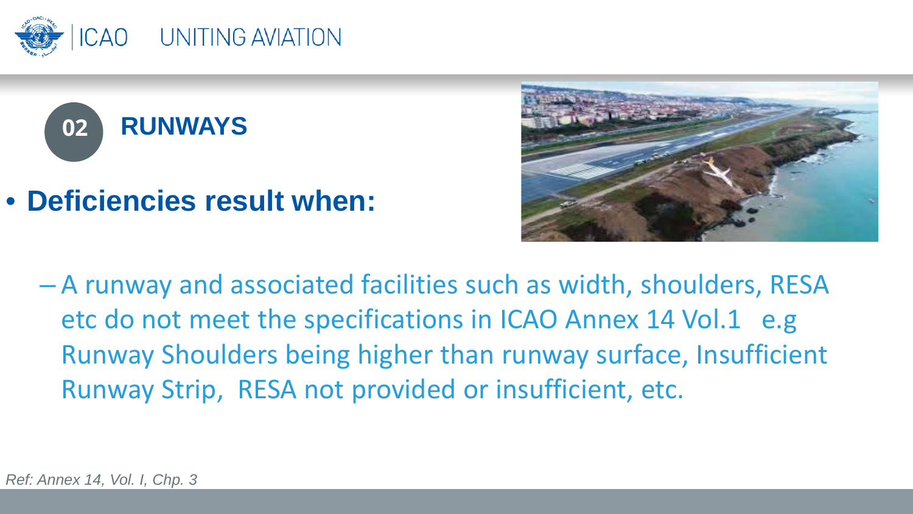## 02 RUNWAYS

- **Deficiencies result when:**
  - A runway and associated facilities such as width, shoulders, RESA etc do not meet the specifications in ICAO Annex 14 Vol.1 e.g Runway Shoulders being higher than runway surface, Insufficient Runway Strip, RESA not provided or insufficient, etc.

*Ref: Annex 14, Vol. I, Chp. 3*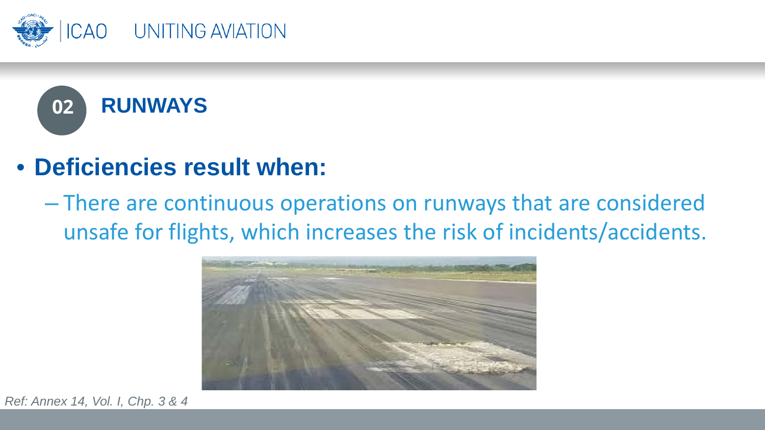## 02 RUNWAYS

- **Deficiencies result when:**
  - There are continuous operations on runways that are considered unsafe for flights, which increases the risk of incidents/accidents.

*Ref: Annex 14, Vol. I, Chp. 3 & 4*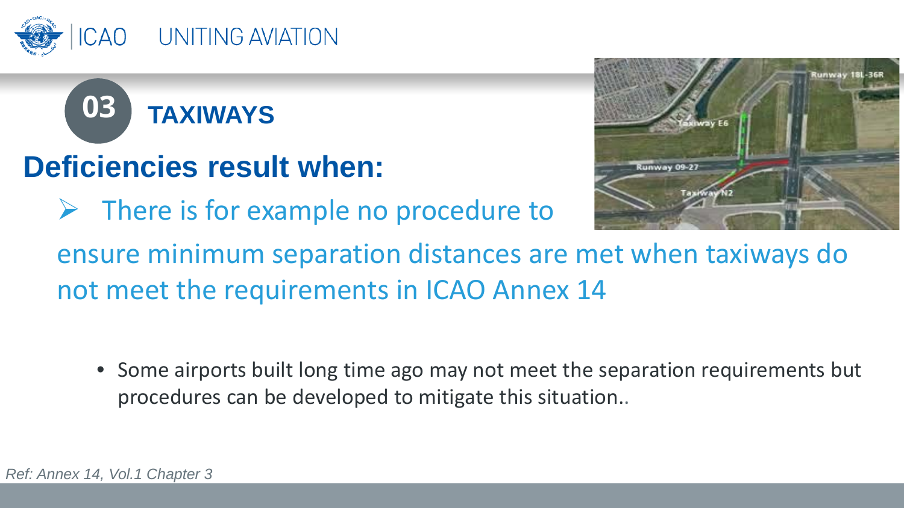## 03 TAXIWAYS

### Deficiencies result when:

- There is for example no procedure to ensure minimum separation distances are met when taxiways do not meet the requirements in ICAO Annex 14

  - Some airports built long time ago may not meet the separation requirements but procedures can be developed to mitigate this situation..

*Ref: Annex 14, Vol.1 Chapter 3*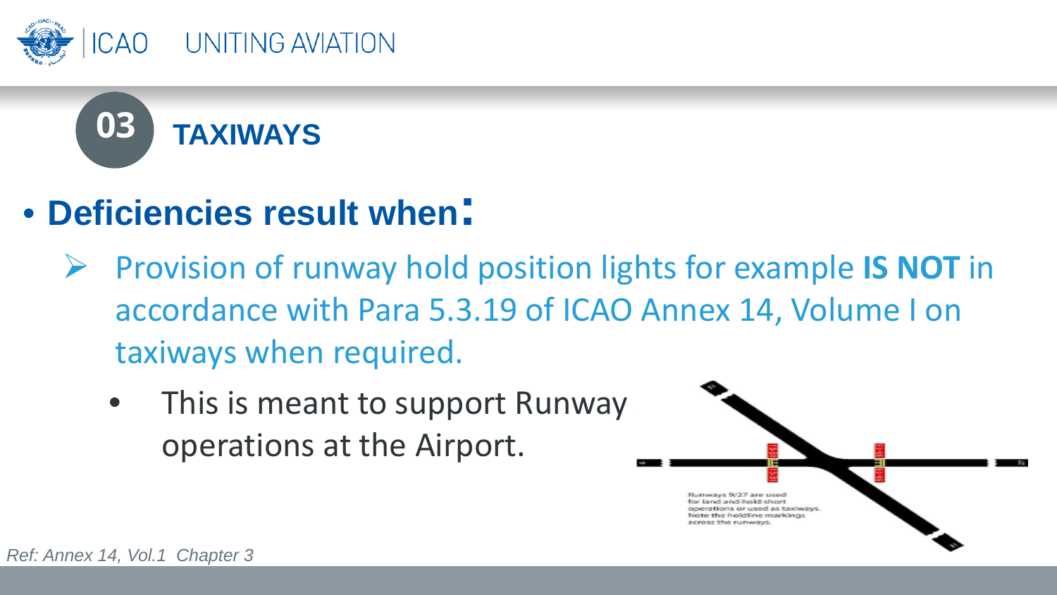## 03 TAXIWAYS

- **Deficiencies result when:**
  - Provision of runway hold position lights for example **IS NOT** in accordance with Para 5.3.19 of ICAO Annex 14, Volume I on taxiways when required.
    - This is meant to support Runway operations at the Airport.

Runways 9/27 are used for land and hold short operations or used as taxiways. Note the holdline markings across the runways.

*Ref: Annex 14, Vol.1 Chapter 3*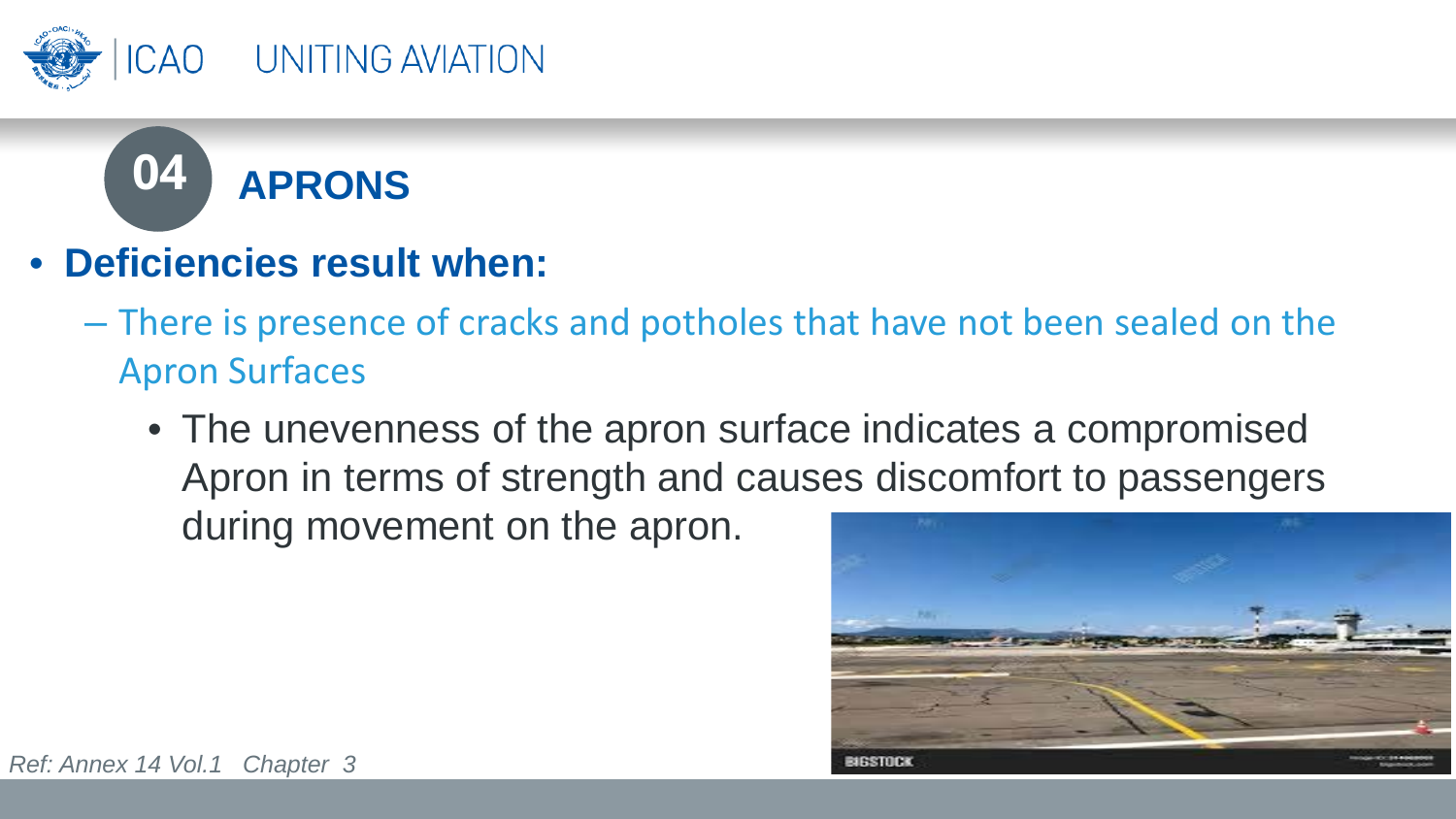## 04 APRONS

- **Deficiencies result when:**
  - There is presence of cracks and potholes that have not been sealed on the Apron Surfaces
    - The unevenness of the apron surface indicates a compromised Apron in terms of strength and causes discomfort to passengers during movement on the apron.

*Ref: Annex 14 Vol.1 Chapter 3*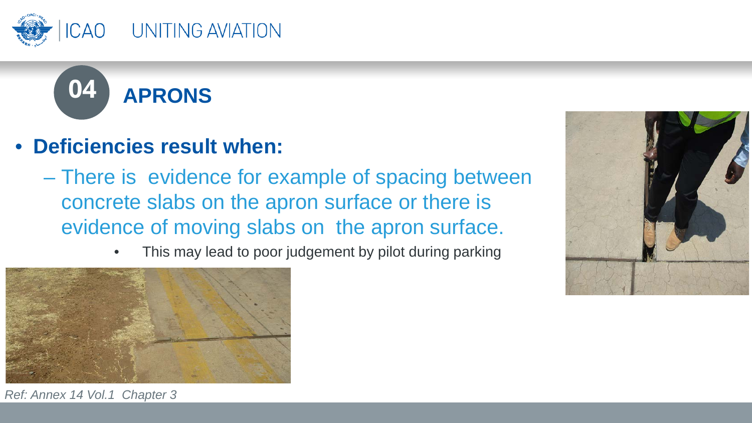## 04 APRONS

- **Deficiencies result when:**
  - There is evidence for example of spacing between concrete slabs on the apron surface or there is evidence of moving slabs on the apron surface.
    - This may lead to poor judgement by pilot during parking

*Ref: Annex 14 Vol.1 Chapter 3*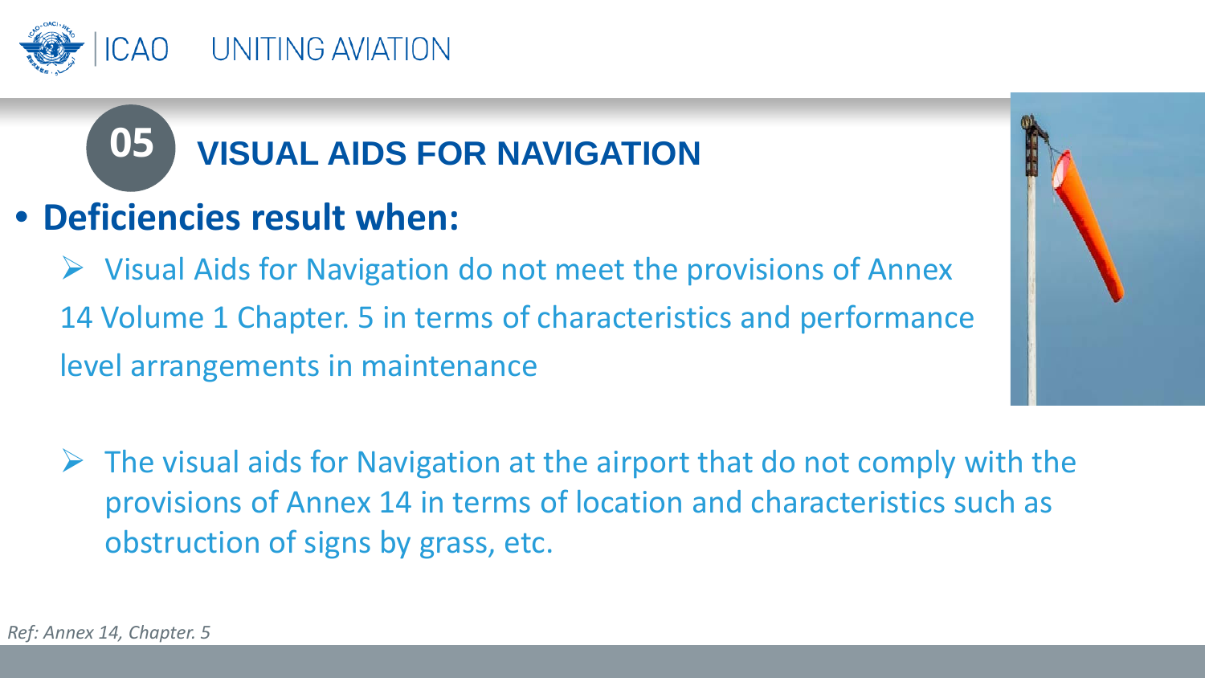## 05 VISUAL AIDS FOR NAVIGATION

- **Deficiencies result when:**
  - Visual Aids for Navigation do not meet the provisions of Annex 14 Volume 1 Chapter. 5 in terms of characteristics and performance level arrangements in maintenance
  - The visual aids for Navigation at the airport that do not comply with the provisions of Annex 14 in terms of location and characteristics such as obstruction of signs by grass, etc.

*Ref: Annex 14, Chapter. 5*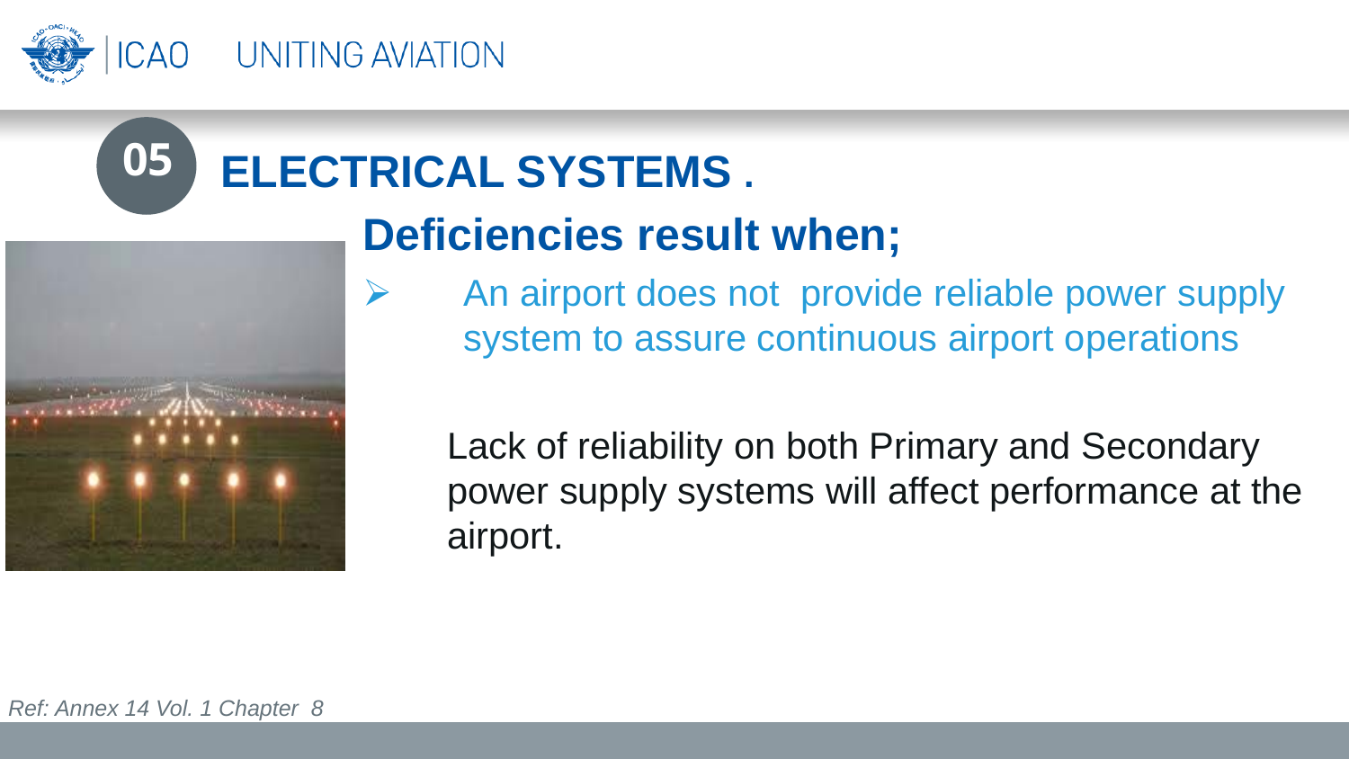# 05 ELECTRICAL SYSTEMS .

## Deficiencies result when;

- An airport does not provide reliable power supply system to assure continuous airport operations

Lack of reliability on both Primary and Secondary power supply systems will affect performance at the airport.

*Ref: Annex 14 Vol. 1 Chapter 8*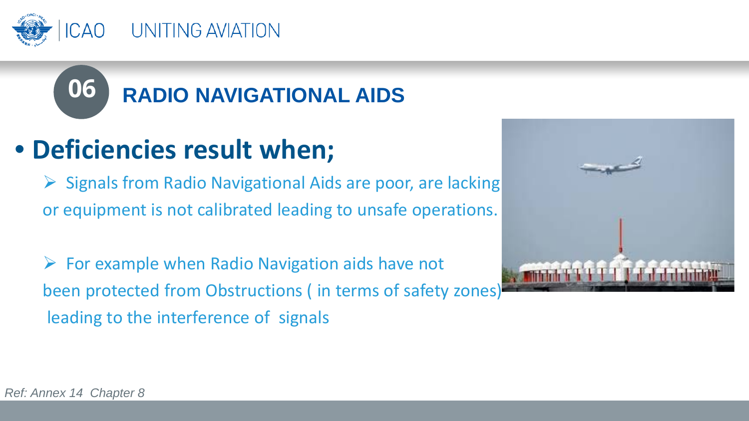## 06 RADIO NAVIGATIONAL AIDS

- **Deficiencies result when;**
  - Signals from Radio Navigational Aids are poor, are lacking or equipment is not calibrated leading to unsafe operations.
  - For example when Radio Navigation aids have not been protected from Obstructions ( in terms of safety zones) leading to the interference of signals

*Ref: Annex 14 Chapter 8*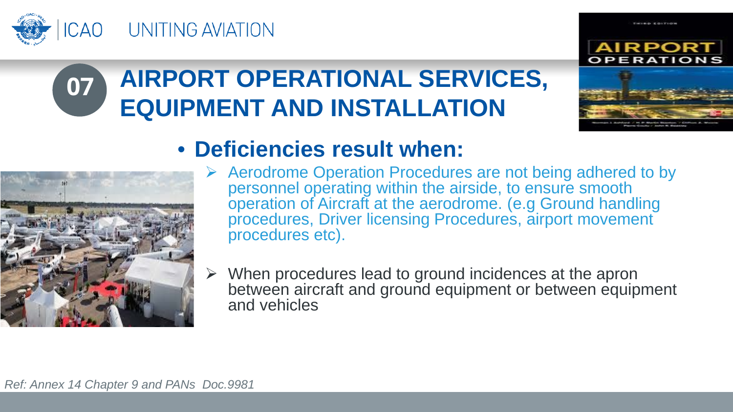# 07 AIRPORT OPERATIONAL SERVICES, EQUIPMENT AND INSTALLATION

- **Deficiencies result when:**
  - Aerodrome Operation Procedures are not being adhered to by personnel operating within the airside, to ensure smooth operation of Aircraft at the aerodrome. (e.g Ground handling procedures, Driver licensing Procedures, airport movement procedures etc).
  - When procedures lead to ground incidences at the apron between aircraft and ground equipment or between equipment and vehicles

*Ref: Annex 14 Chapter 9 and PANs Doc.9981*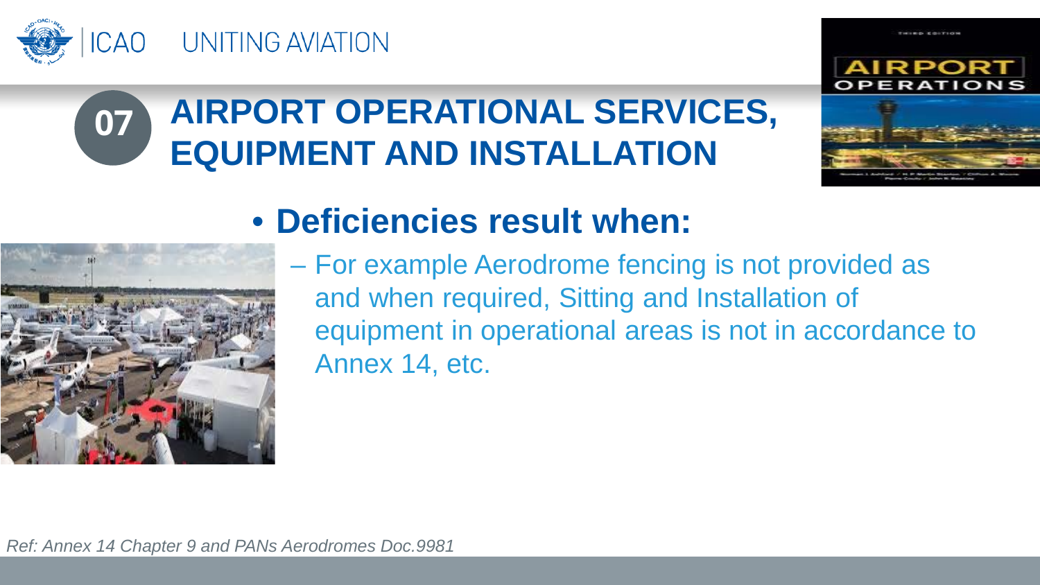# 07 AIRPORT OPERATIONAL SERVICES, EQUIPMENT AND INSTALLATION

- **Deficiencies result when:**
  - For example Aerodrome fencing is not provided as and when required, Sitting and Installation of equipment in operational areas is not in accordance to Annex 14, etc.

*Ref: Annex 14 Chapter 9 and PANs Aerodromes Doc.9981*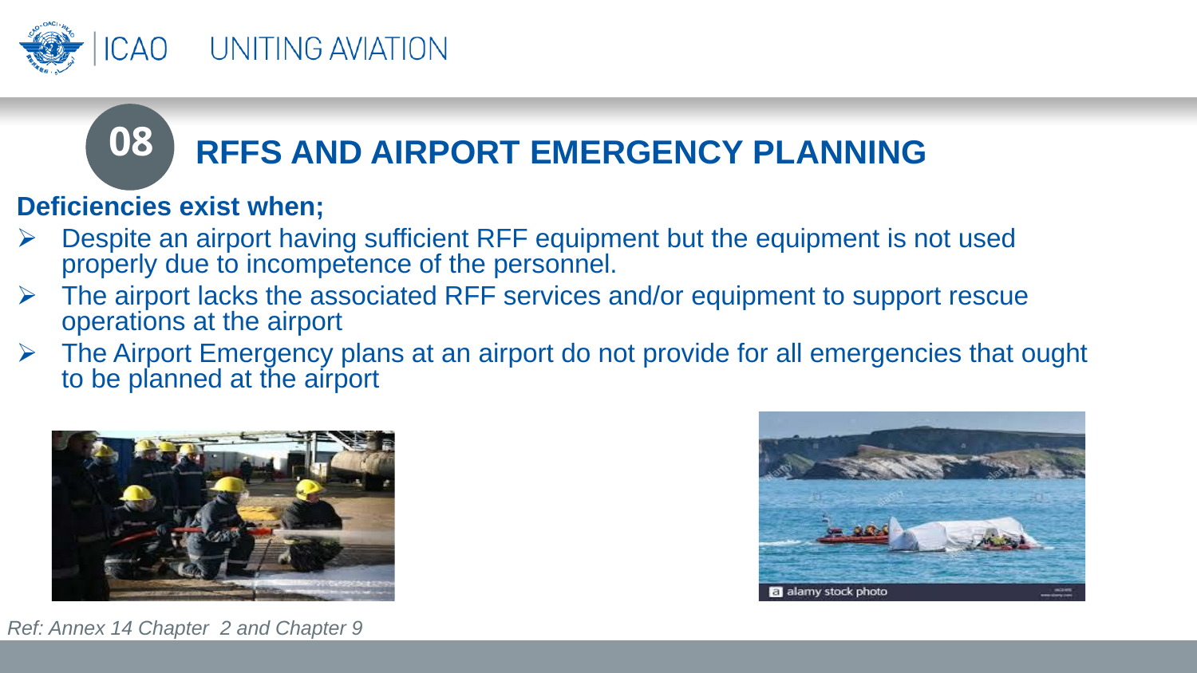## 08 RFFS AND AIRPORT EMERGENCY PLANNING

**Deficiencies exist when;**

- Despite an airport having sufficient RFF equipment but the equipment is not used properly due to incompetence of the personnel.
- The airport lacks the associated RFF services and/or equipment to support rescue operations at the airport
- The Airport Emergency plans at an airport do not provide for all emergencies that ought to be planned at the airport

*Ref: Annex 14 Chapter 2 and Chapter 9*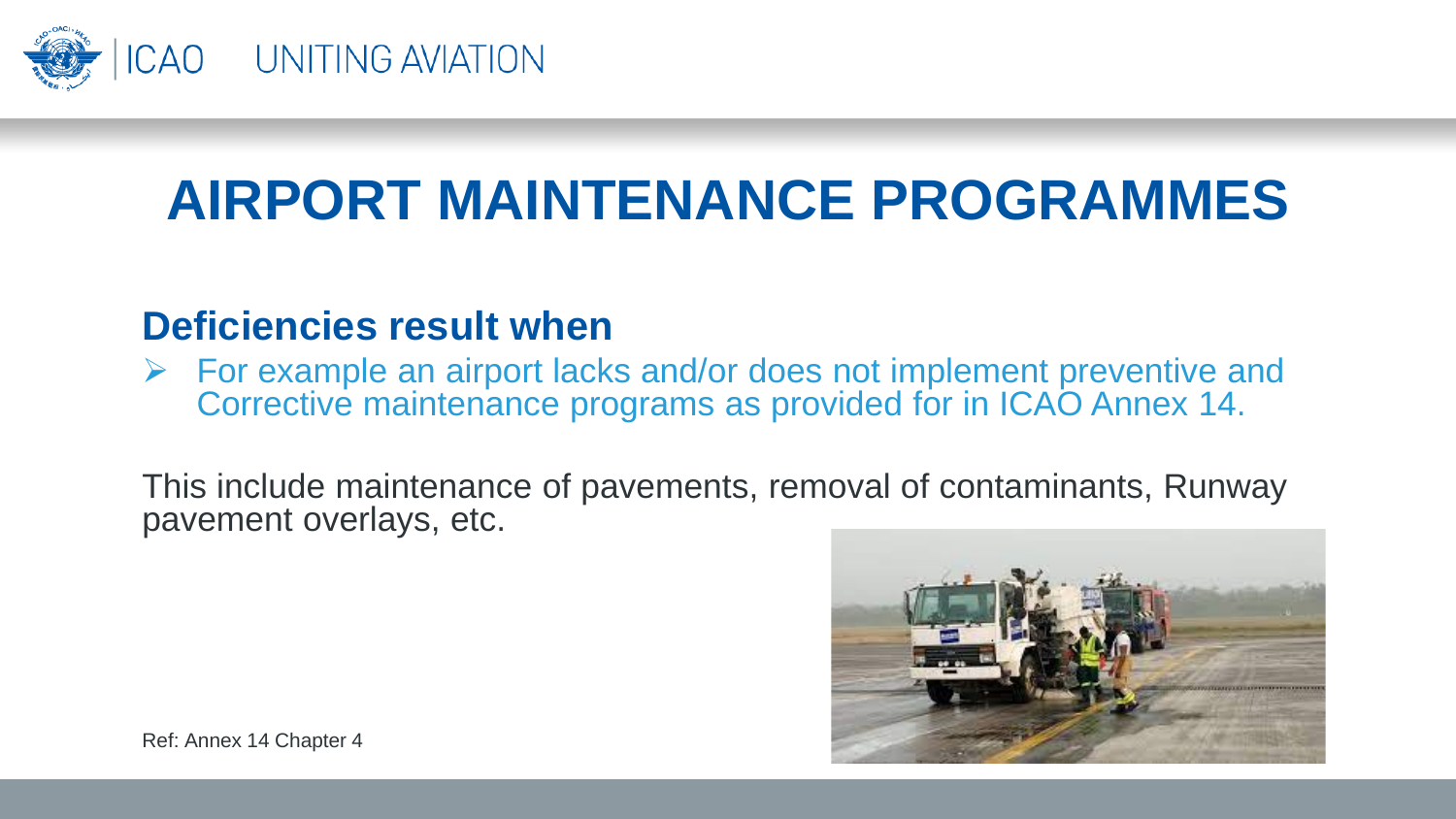# AIRPORT MAINTENANCE PROGRAMMES

## Deficiencies result when

- For example an airport lacks and/or does not implement preventive and Corrective maintenance programs as provided for in ICAO Annex 14.

This include maintenance of pavements, removal of contaminants, Runway pavement overlays, etc.

Ref: Annex 14 Chapter 4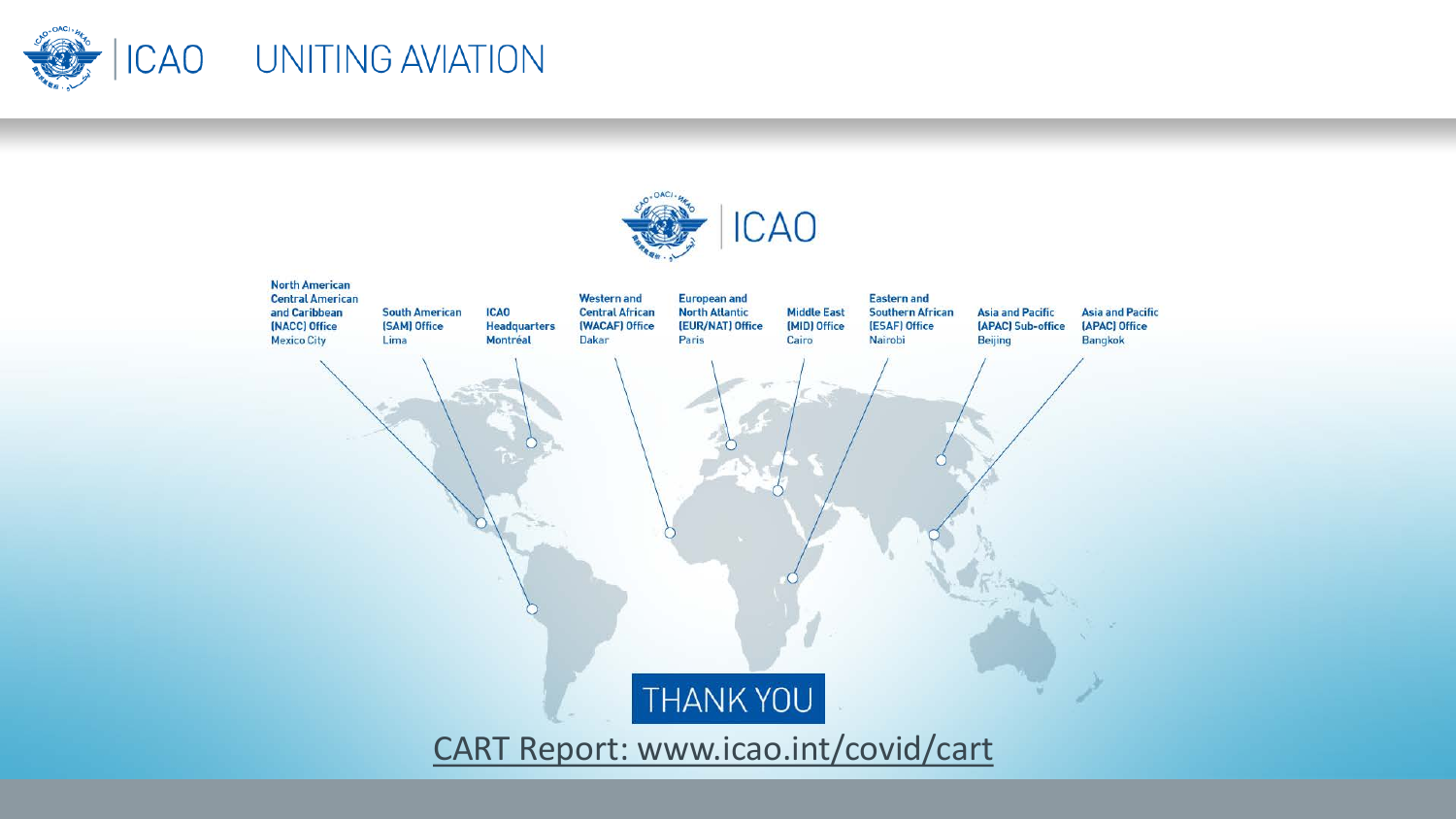ICAO UNITING AVIATION

ICAO

**North American Central American and Caribbean (NACC) Office**
Mexico City

**South American (SAM) Office**
Lima

**ICAO Headquarters**
Montréal

**Western and Central African (WACAF) Office**
Dakar

**European and North Atlantic (EUR/NAT) Office**
Paris

**Middle East (MID) Office**
Cairo

**Eastern and Southern African (ESAF) Office**
Nairobi

**Asia and Pacific (APAC) Sub-office**
Beijing

**Asia and Pacific (APAC) Office**
Bangkok

THANK YOU

CART Report: www.icao.int/covid/cart